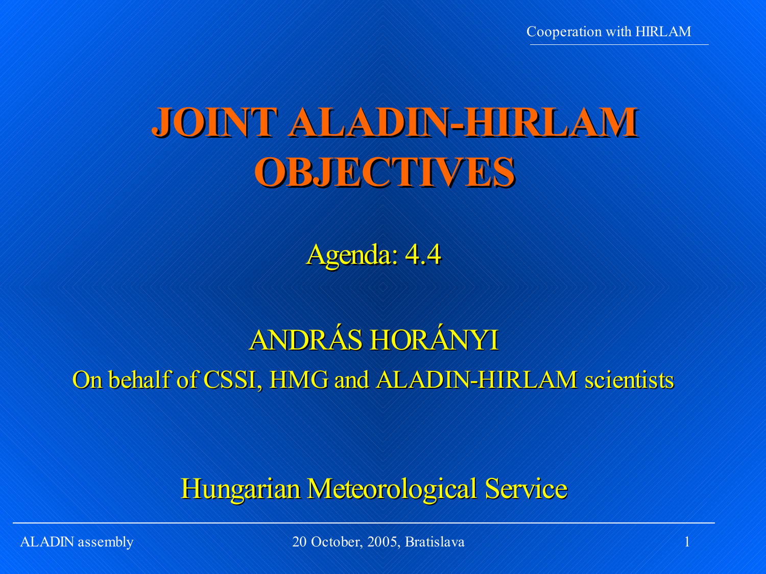# JOINT ALADIN-HIRLAM OBJECTIVES

Agenda: 4.4

ANDRÁS HORÁNYI

On behalf of CSSI, HMG and ALADIN-HIRLAM scientists

Hungarian Meteorological Service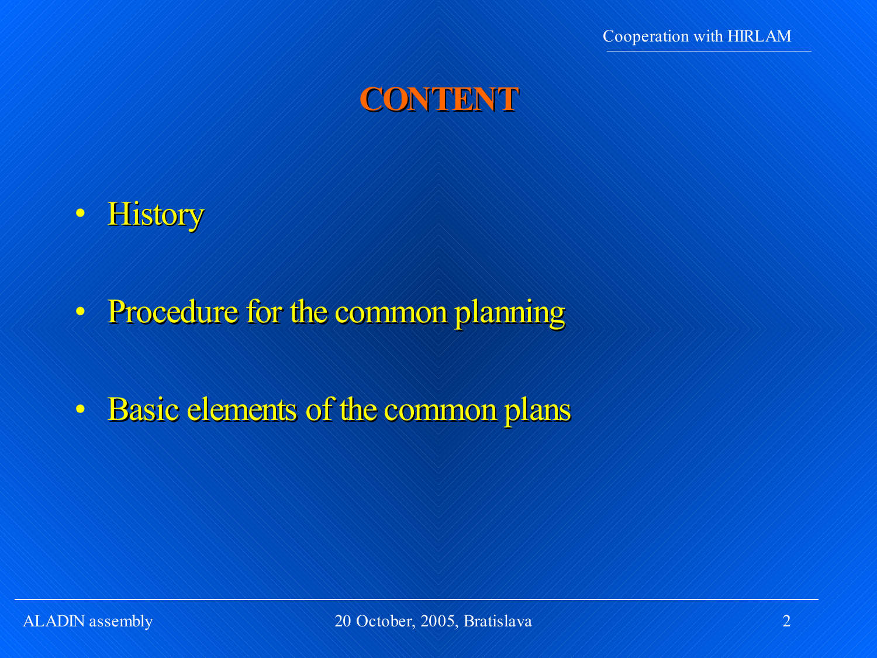# CONTENT

- History
- Procedure for the common planning
- Basic elements of the common plans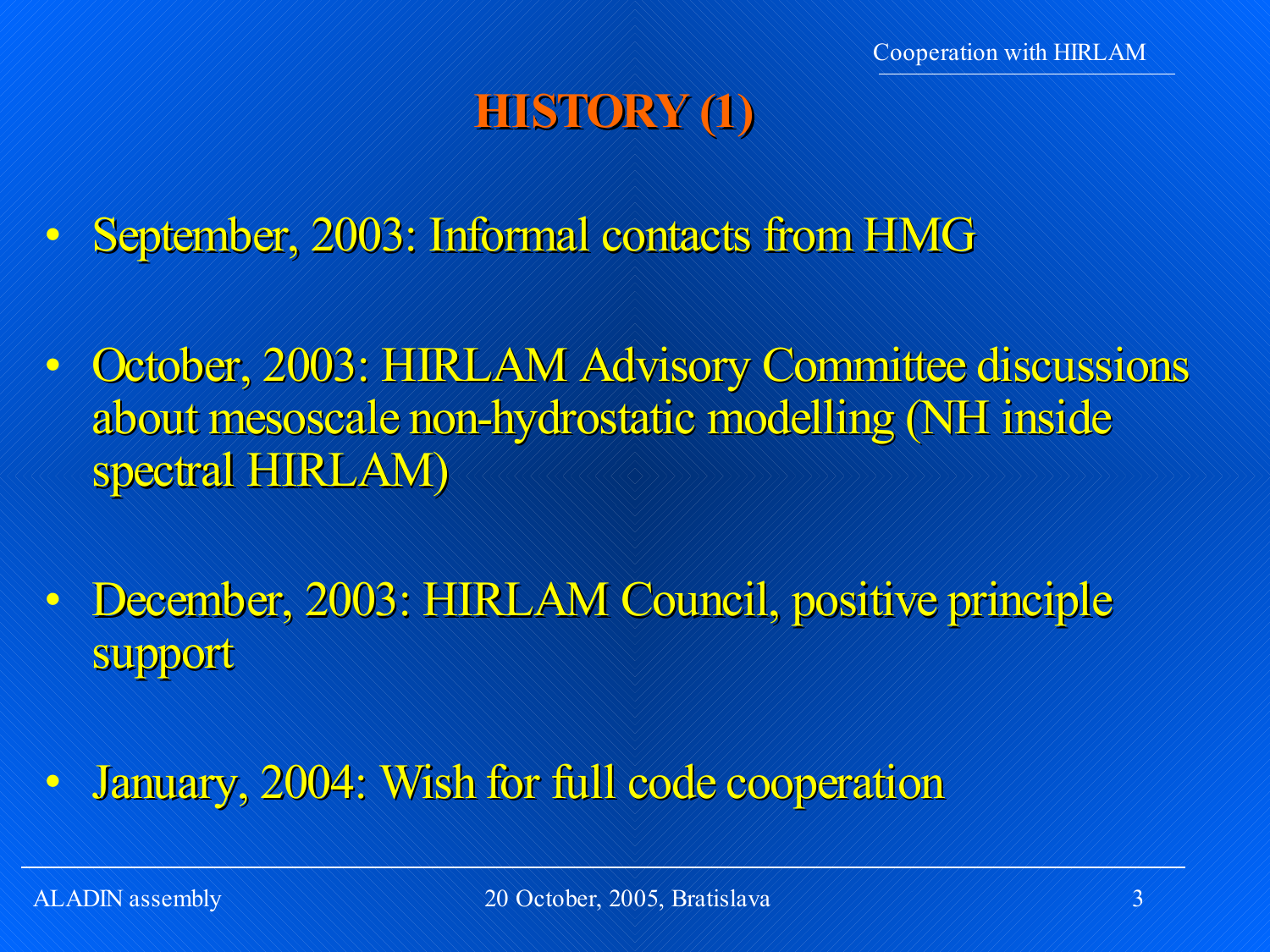# HISTORY (1)

- September, 2003: Informal contacts from HMG
- October, 2003: HIRLAM Advisory Committee discussions about mesoscale non-hydrostatic modelling (NH inside spectral HIRLAM)
- December, 2003: HIRLAM Council, positive principle support
- January, 2004: Wish for full code cooperation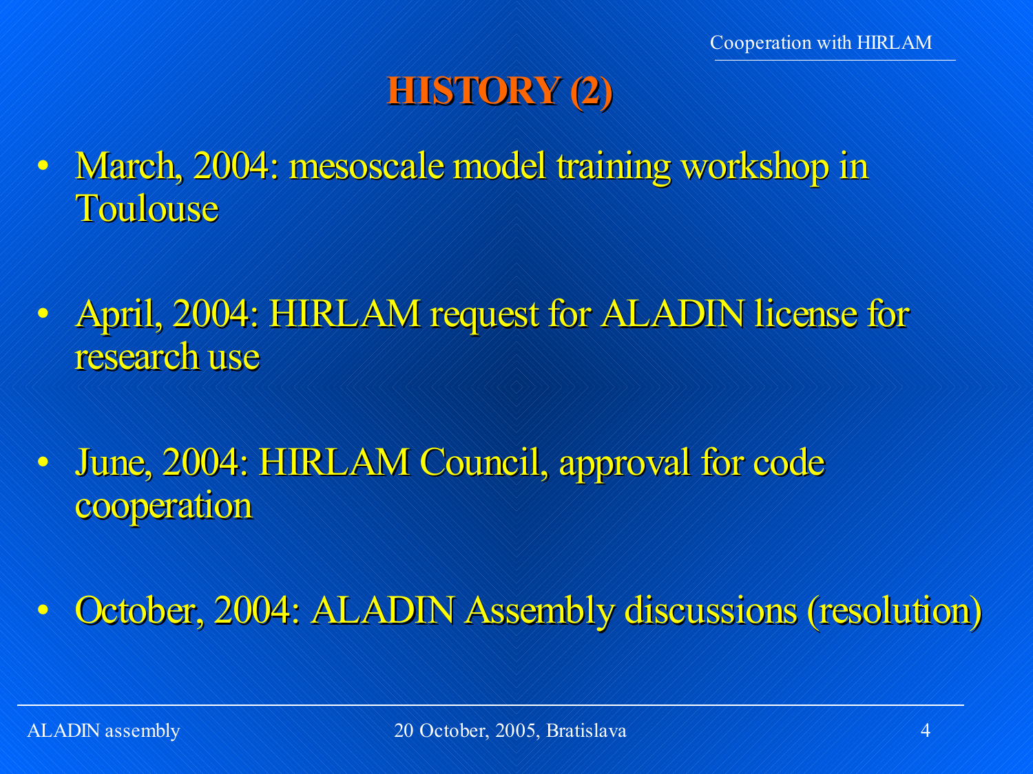# HISTORY (2)

- March, 2004: mesoscale model training workshop in Toulouse
- April, 2004: HIRLAM request for ALADIN license for research use
- June, 2004: HIRLAM Council, approval for code cooperation
- October, 2004: ALADIN Assembly discussions (resolution)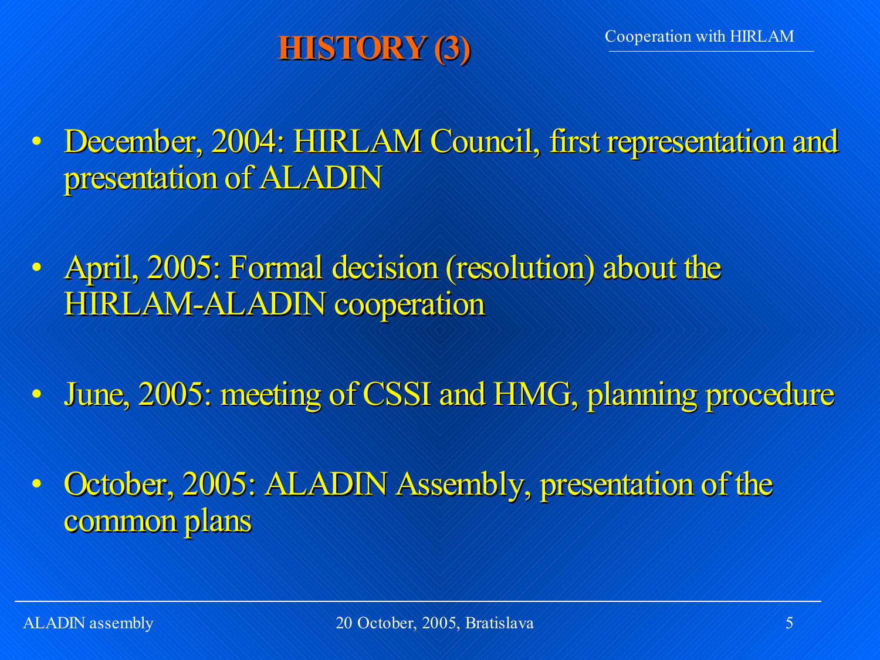# HISTORY (3)

- December, 2004: HIRLAM Council, first representation and presentation of ALADIN
- April, 2005: Formal decision (resolution) about the HIRLAM-ALADIN cooperation
- June, 2005: meeting of CSSI and HMG, planning procedure
- October, 2005: ALADIN Assembly, presentation of the common plans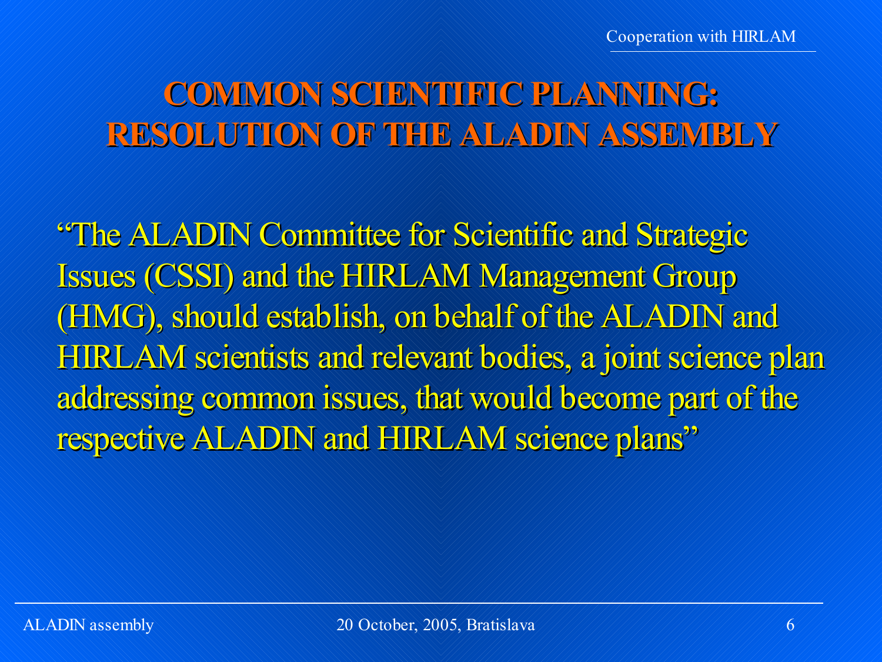# COMMON SCIENTIFIC PLANNING: RESOLUTION OF THE ALADIN ASSEMBLY

"The ALADIN Committee for Scientific and Strategic Issues (CSSI) and the HIRLAM Management Group (HMG), should establish, on behalf of the ALADIN and HIRLAM scientists and relevant bodies, a joint science plan addressing common issues, that would become part of the respective ALADIN and HIRLAM science plans"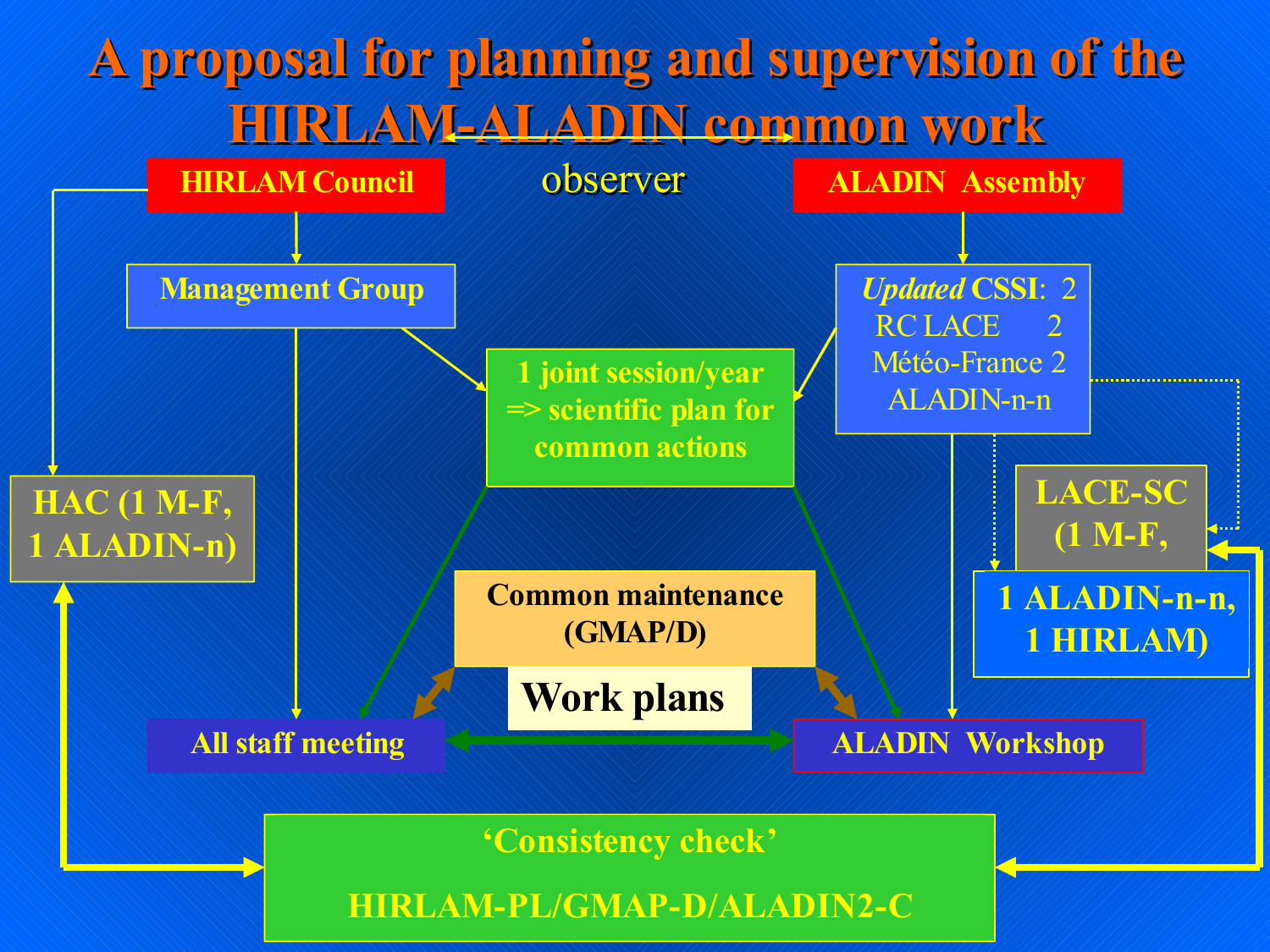# A proposal for planning and supervision of the HIRLAM-ALADIN common work

**HIRLAM Council** ↔ observer ↔ **ALADIN Assembly**

**Management Group**

*Updated* CSSI: 2
RC LACE 2
Météo-France 2
ALADIN-n-n

**1 joint session/year => scientific plan for common actions**

**HAC (1 M-F, 1 ALADIN-n)**

**LACE-SC (1 M-F, 1 ALADIN-n-n, 1 HIRLAM)**

**Common maintenance (GMAP/D)**

**Work plans**

**All staff meeting** ↔ **ALADIN Workshop**

**'Consistency check'**

**HIRLAM-PL/GMAP-D/ALADIN2-C**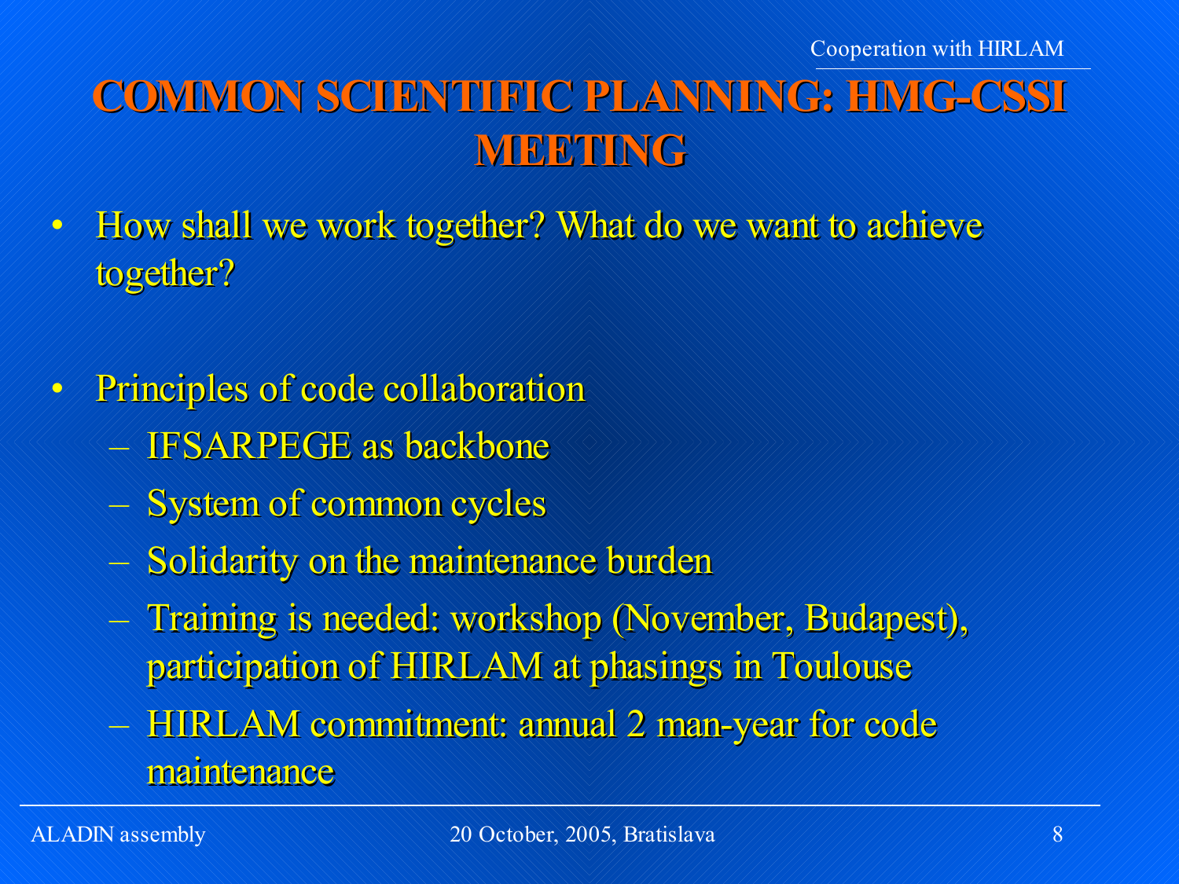# COMMON SCIENTIFIC PLANNING: HMG-CSSI MEETING

- How shall we work together? What do we want to achieve together?

- Principles of code collaboration
  - IFSARPEGE as backbone
  - System of common cycles
  - Solidarity on the maintenance burden
  - Training is needed: workshop (November, Budapest), participation of HIRLAM at phasings in Toulouse
  - HIRLAM commitment: annual 2 man-year for code maintenance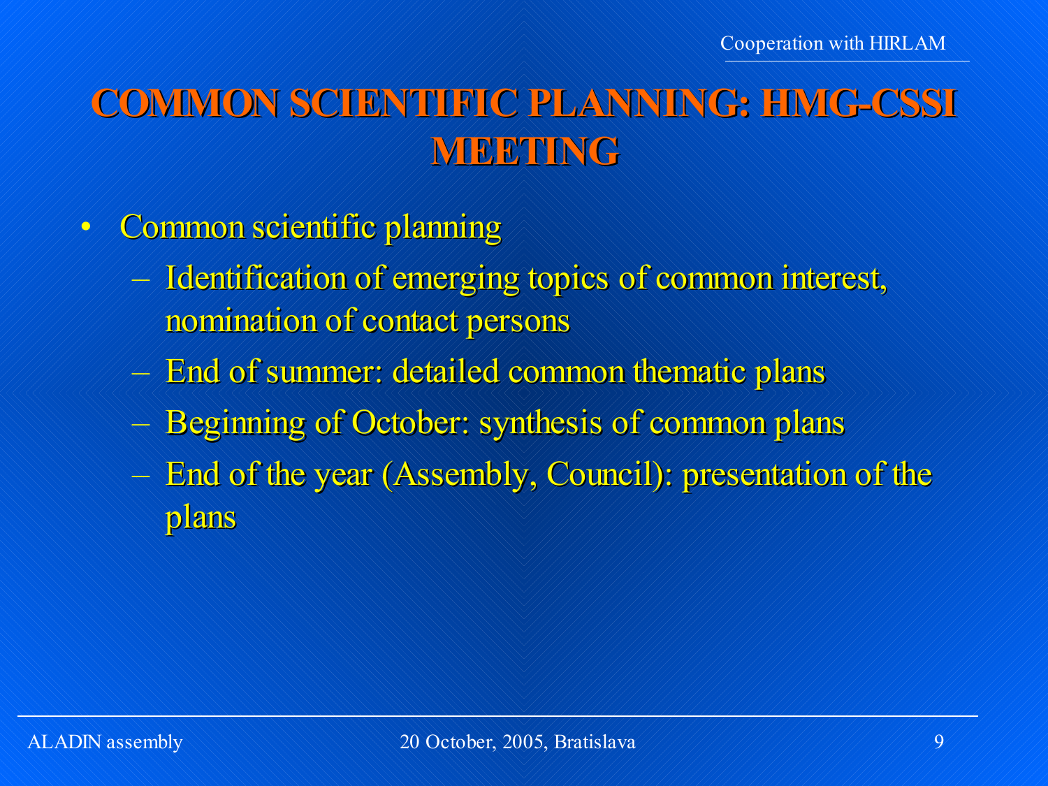# COMMON SCIENTIFIC PLANNING: HMG-CSSI MEETING

- Common scientific planning
  - Identification of emerging topics of common interest, nomination of contact persons
  - End of summer: detailed common thematic plans
  - Beginning of October: synthesis of common plans
  - End of the year (Assembly, Council): presentation of the plans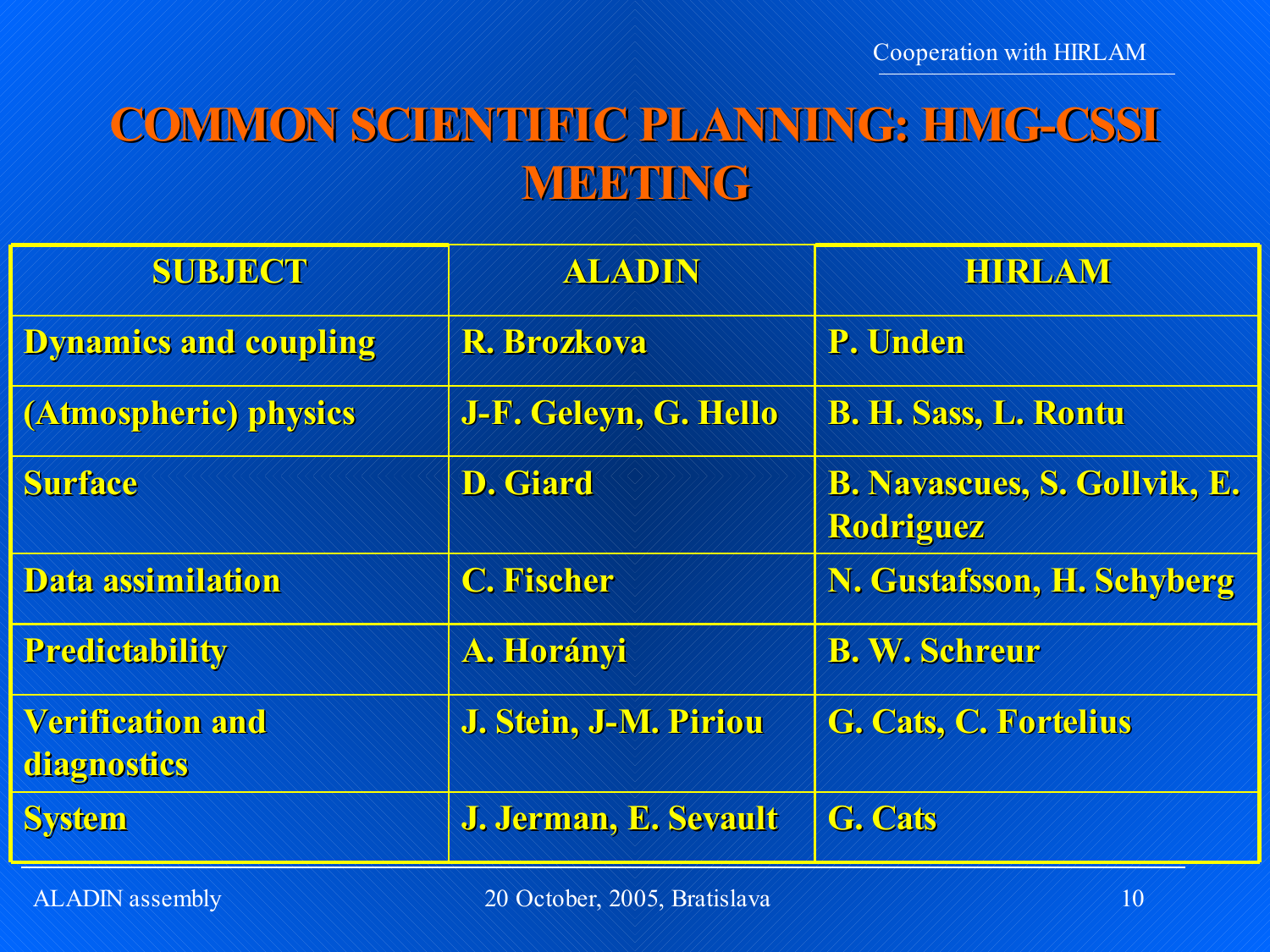# COMMON SCIENTIFIC PLANNING: HMG-CSSI MEETING

| SUBJECT | ALADIN | HIRLAM |
|---|---|---|
| Dynamics and coupling | R. Brozkova | P. Unden |
| (Atmospheric) physics | J-F. Geleyn, G. Hello | B. H. Sass, L. Rontu |
| Surface | D. Giard | B. Navascues, S. Gollvik, E. Rodriguez |
| Data assimilation | C. Fischer | N. Gustafsson, H. Schyberg |
| Predictability | A. Horányi | B. W. Schreur |
| Verification and diagnostics | J. Stein, J-M. Piriou | G. Cats, C. Fortelius |
| System | J. Jerman, E. Sevault | G. Cats |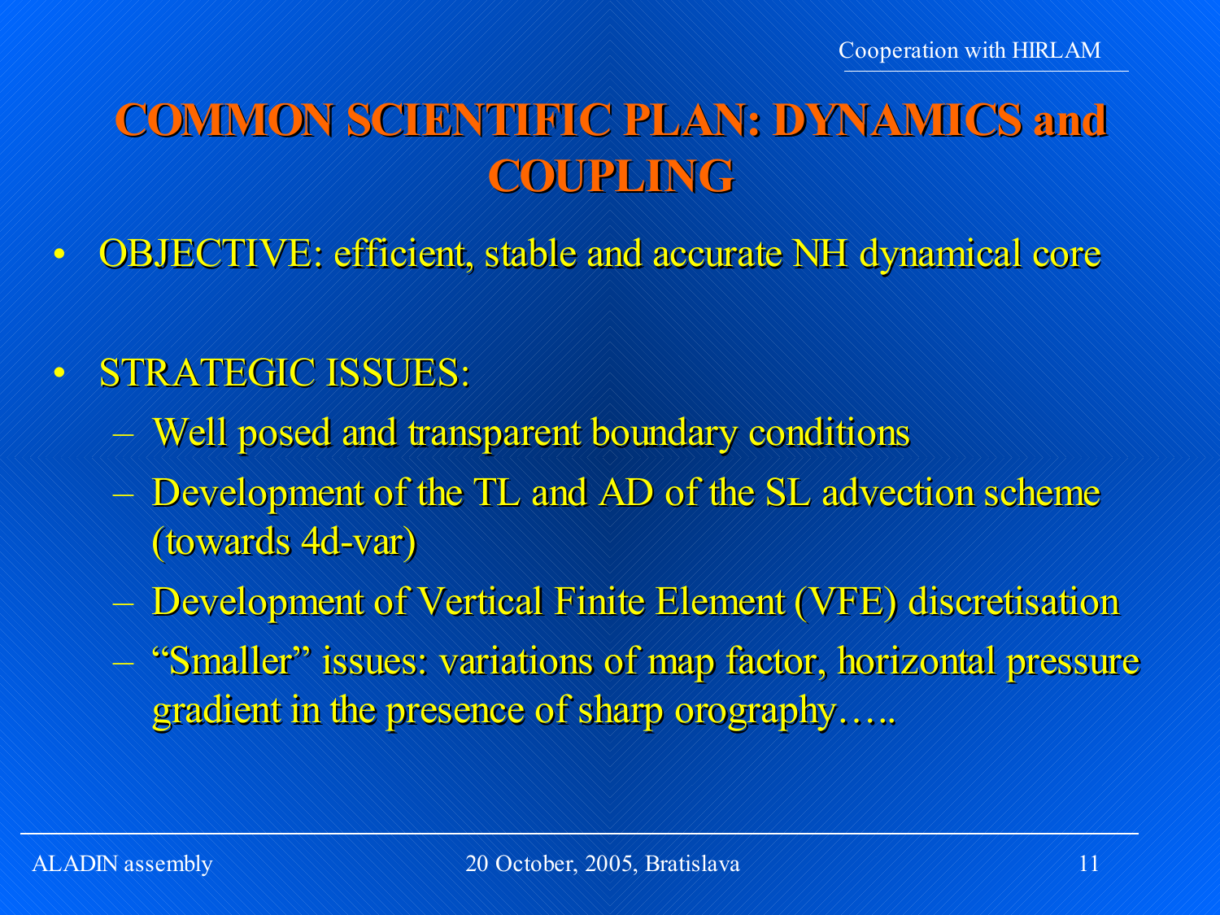# COMMON SCIENTIFIC PLAN: DYNAMICS and COUPLING

- OBJECTIVE: efficient, stable and accurate NH dynamical core

- STRATEGIC ISSUES:
  - Well posed and transparent boundary conditions
  - Development of the TL and AD of the SL advection scheme (towards 4d-var)
  - Development of Vertical Finite Element (VFE) discretisation
  - "Smaller" issues: variations of map factor, horizontal pressure gradient in the presence of sharp orography…..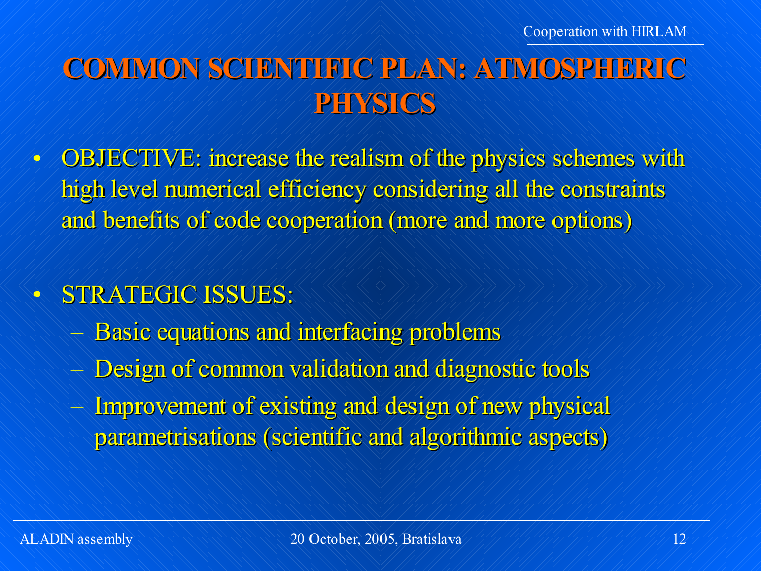# COMMON SCIENTIFIC PLAN: ATMOSPHERIC PHYSICS

- OBJECTIVE: increase the realism of the physics schemes with high level numerical efficiency considering all the constraints and benefits of code cooperation (more and more options)

- STRATEGIC ISSUES:
  - Basic equations and interfacing problems
  - Design of common validation and diagnostic tools
  - Improvement of existing and design of new physical parametrisations (scientific and algorithmic aspects)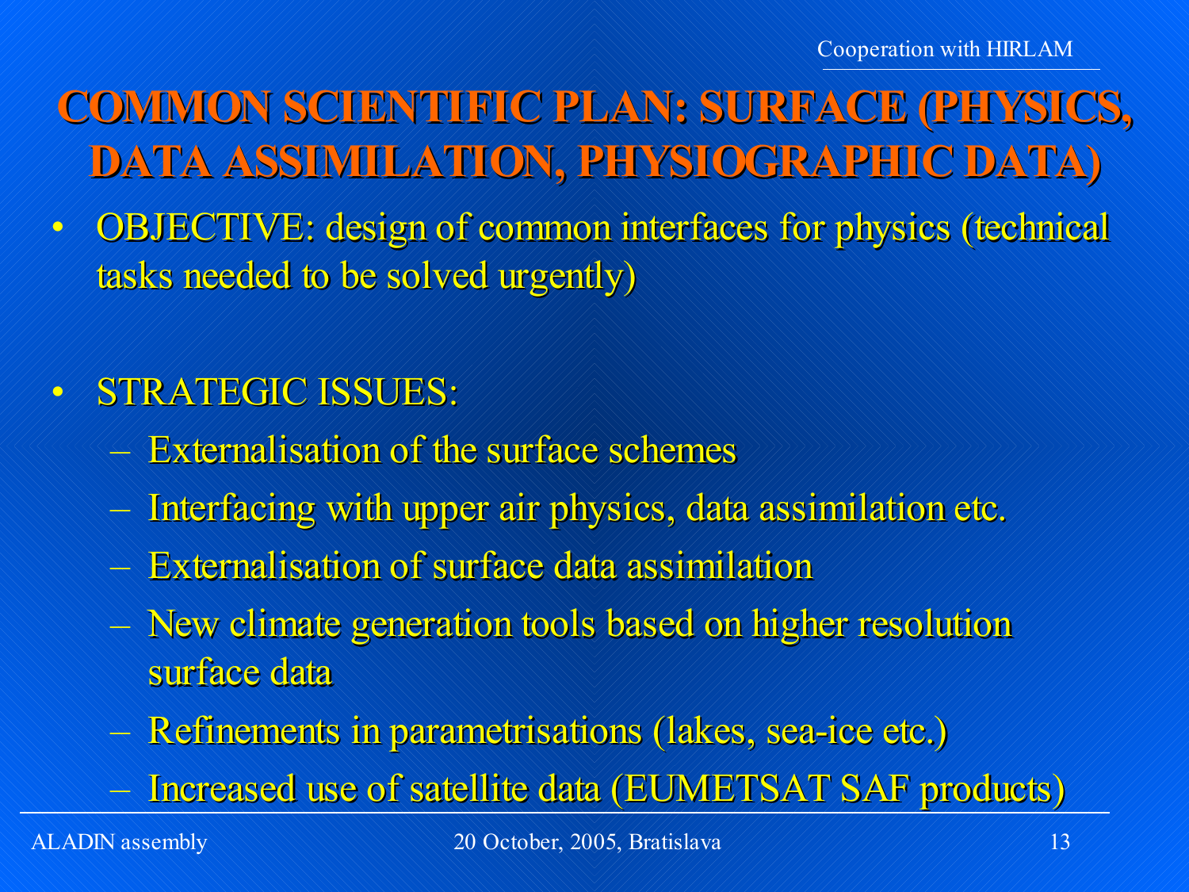# COMMON SCIENTIFIC PLAN: SURFACE (PHYSICS, DATA ASSIMILATION, PHYSIOGRAPHIC DATA)

- OBJECTIVE: design of common interfaces for physics (technical tasks needed to be solved urgently)

- STRATEGIC ISSUES:
  - Externalisation of the surface schemes
  - Interfacing with upper air physics, data assimilation etc.
  - Externalisation of surface data assimilation
  - New climate generation tools based on higher resolution surface data
  - Refinements in parametrisations (lakes, sea-ice etc.)
  - Increased use of satellite data (EUMETSAT SAF products)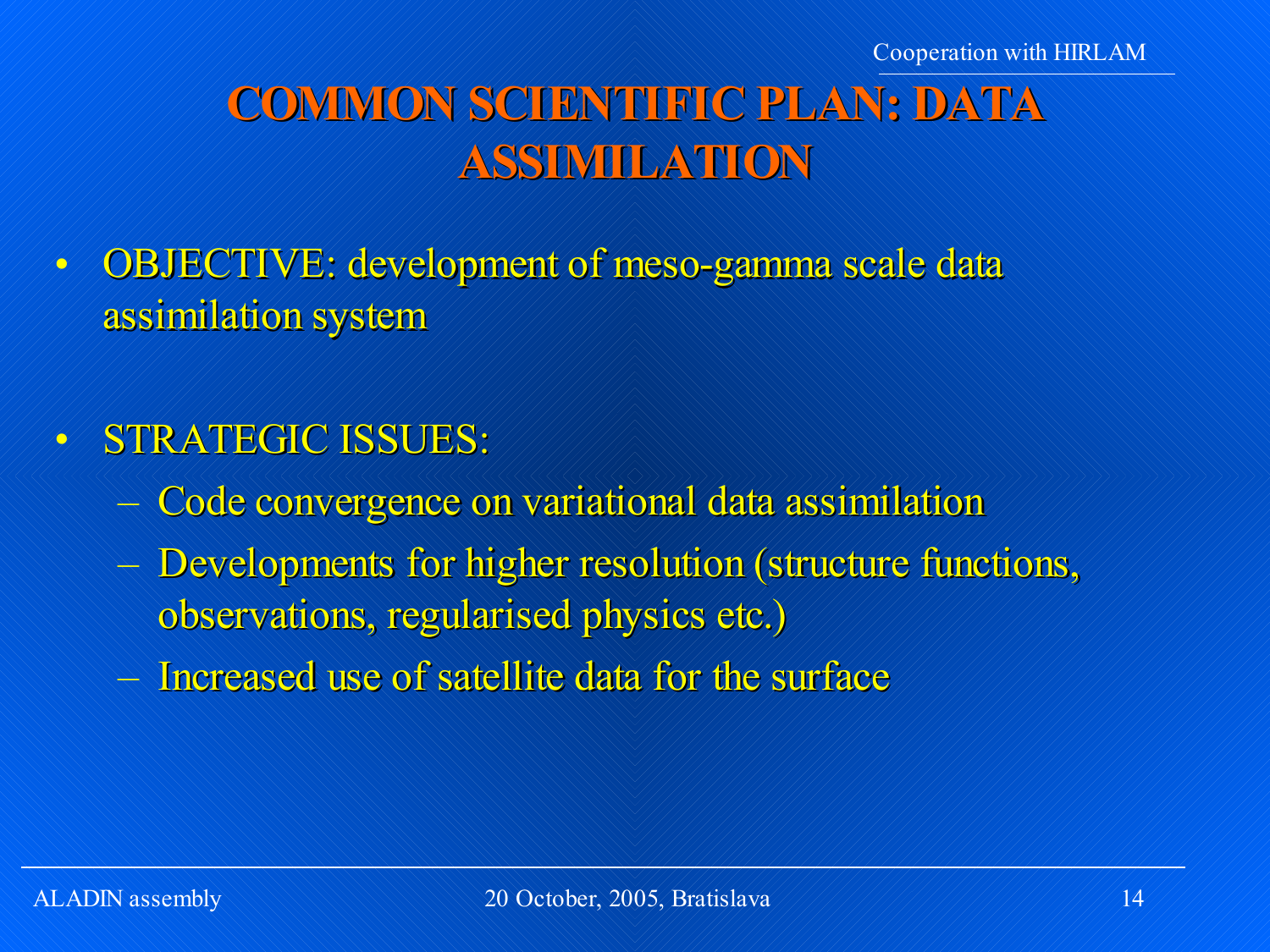# COMMON SCIENTIFIC PLAN: DATA ASSIMILATION

- OBJECTIVE: development of meso-gamma scale data assimilation system

- STRATEGIC ISSUES:
  - Code convergence on variational data assimilation
  - Developments for higher resolution (structure functions, observations, regularised physics etc.)
  - Increased use of satellite data for the surface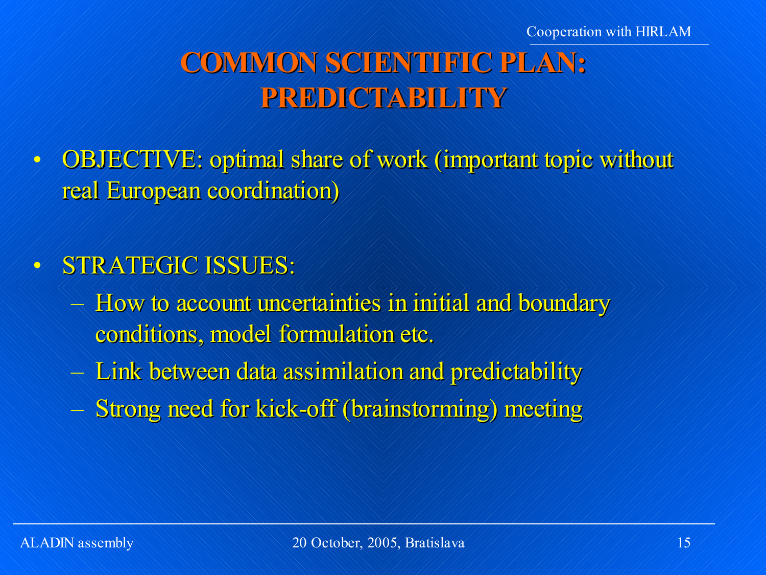# COMMON SCIENTIFIC PLAN: PREDICTABILITY

- OBJECTIVE: optimal share of work (important topic without real European coordination)
- STRATEGIC ISSUES:
  - How to account uncertainties in initial and boundary conditions, model formulation etc.
  - Link between data assimilation and predictability
  - Strong need for kick-off (brainstorming) meeting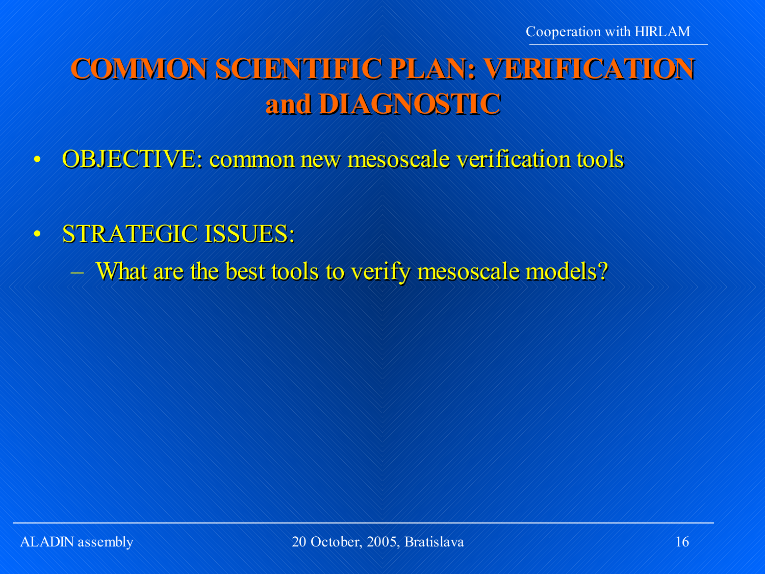# COMMON SCIENTIFIC PLAN: VERIFICATION and DIAGNOSTIC

- OBJECTIVE: common new mesoscale verification tools

- STRATEGIC ISSUES:
  - What are the best tools to verify mesoscale models?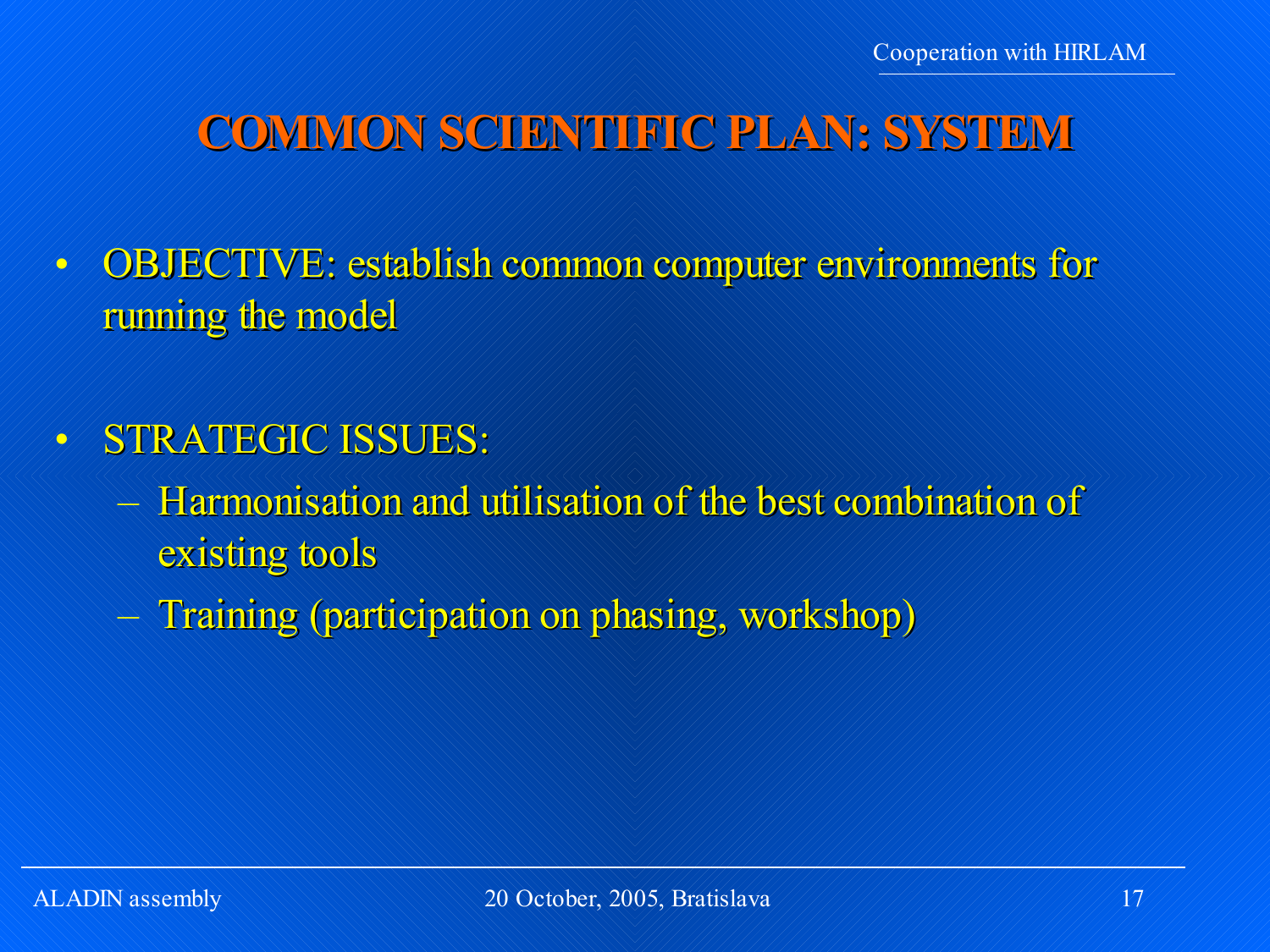# COMMON SCIENTIFIC PLAN: SYSTEM

- OBJECTIVE: establish common computer environments for running the model

- STRATEGIC ISSUES:
  - Harmonisation and utilisation of the best combination of existing tools
  - Training (participation on phasing, workshop)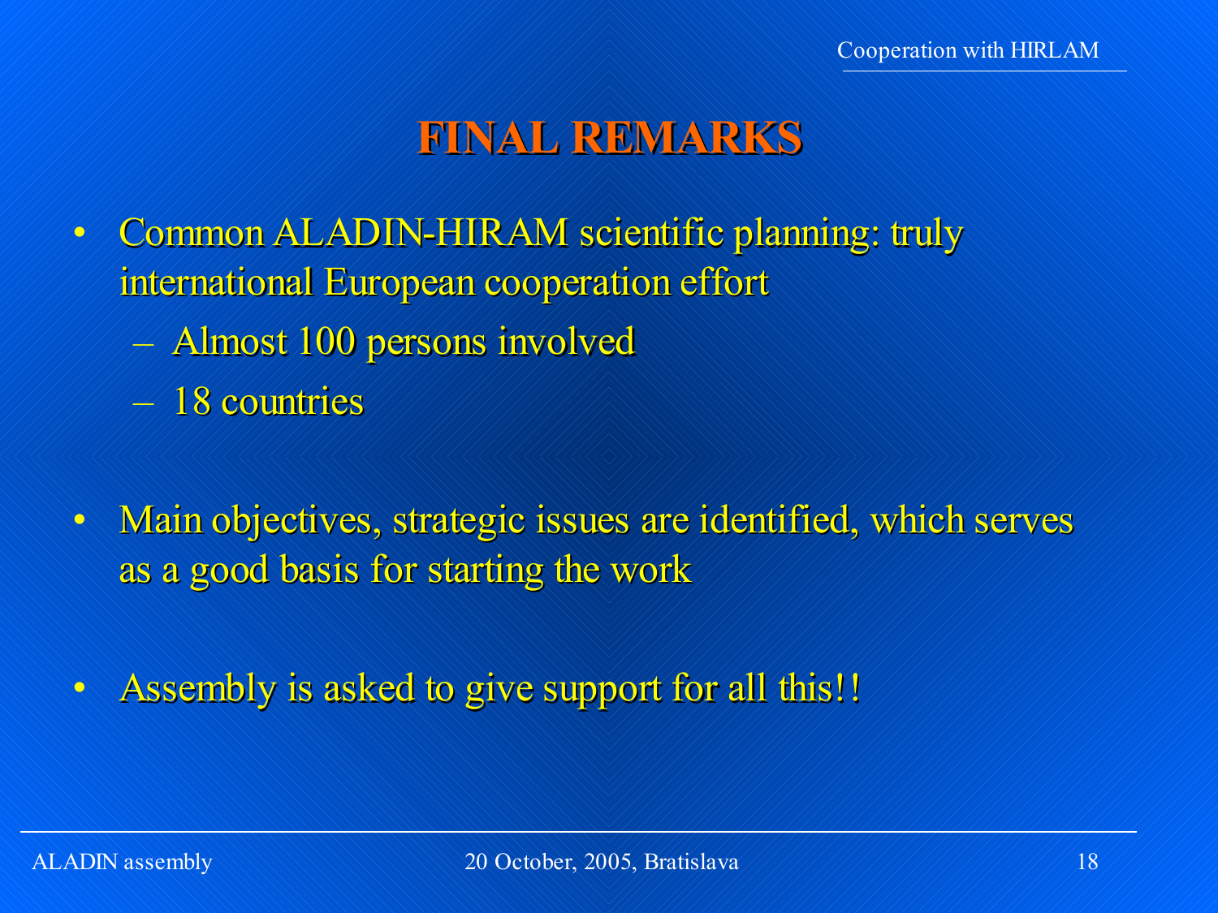# FINAL REMARKS

- Common ALADIN-HIRAM scientific planning: truly international European cooperation effort
  - Almost 100 persons involved
  - 18 countries

- Main objectives, strategic issues are identified, which serves as a good basis for starting the work

- Assembly is asked to give support for all this!!